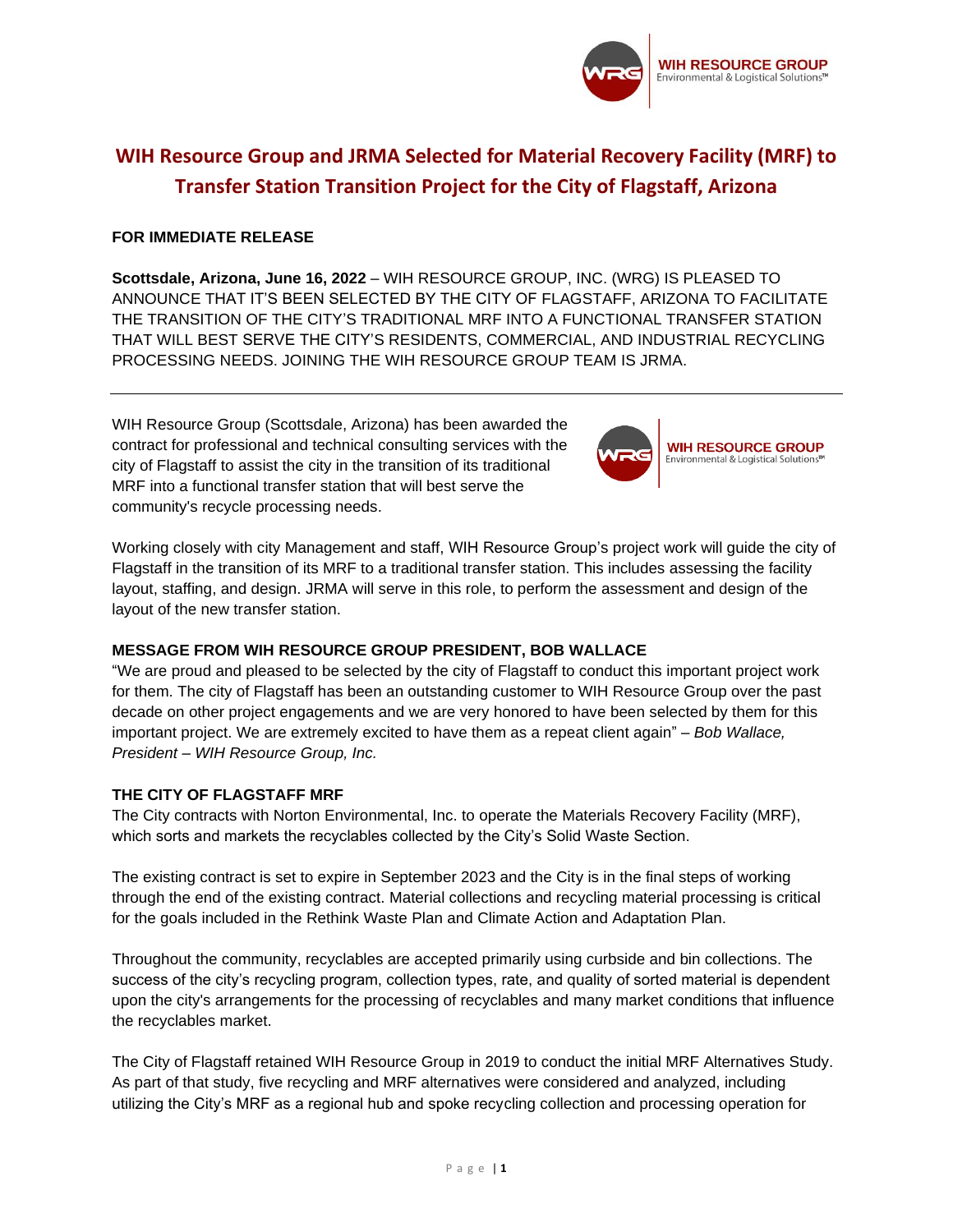# WIH Resource Group and JRMA Selected for Material Recovery Facility (MRF) to Transfer Station Transition Project for the City of Flagstaff, Arizona

**FOR IMMEDIATE RELEASE**

**Scottsdale, Arizona, June 16, 2022** – WIH RESOURCE GROUP, INC. (WRG) IS PLEASED TO ANNOUNCE THAT IT'S BEEN SELECTED BY THE CITY OF FLAGSTAFF, ARIZONA TO FACILITATE THE TRANSITION OF THE CITY'S TRADITIONAL MRF INTO A FUNCTIONAL TRANSFER STATION THAT WILL BEST SERVE THE CITY'S RESIDENTS, COMMERCIAL, AND INDUSTRIAL RECYCLING PROCESSING NEEDS. JOINING THE WIH RESOURCE GROUP TEAM IS JRMA.

---

WIH Resource Group (Scottsdale, Arizona) has been awarded the contract for professional and technical consulting services with the city of Flagstaff to assist the city in the transition of its traditional MRF into a functional transfer station that will best serve the community's recycle processing needs.

Working closely with city Management and staff, WIH Resource Group's project work will guide the city of Flagstaff in the transition of its MRF to a traditional transfer station. This includes assessing the facility layout, staffing, and design. JRMA will serve in this role, to perform the assessment and design of the layout of the new transfer station.

**MESSAGE FROM WIH RESOURCE GROUP PRESIDENT, BOB WALLACE**

"We are proud and pleased to be selected by the city of Flagstaff to conduct this important project work for them. The city of Flagstaff has been an outstanding customer to WIH Resource Group over the past decade on other project engagements and we are very honored to have been selected by them for this important project. We are extremely excited to have them as a repeat client again" – *Bob Wallace, President – WIH Resource Group, Inc.*

**THE CITY OF FLAGSTAFF MRF**

The City contracts with Norton Environmental, Inc. to operate the Materials Recovery Facility (MRF), which sorts and markets the recyclables collected by the City's Solid Waste Section.

The existing contract is set to expire in September 2023 and the City is in the final steps of working through the end of the existing contract. Material collections and recycling material processing is critical for the goals included in the Rethink Waste Plan and Climate Action and Adaptation Plan.

Throughout the community, recyclables are accepted primarily using curbside and bin collections. The success of the city's recycling program, collection types, rate, and quality of sorted material is dependent upon the city's arrangements for the processing of recyclables and many market conditions that influence the recyclables market.

The City of Flagstaff retained WIH Resource Group in 2019 to conduct the initial MRF Alternatives Study. As part of that study, five recycling and MRF alternatives were considered and analyzed, including utilizing the City's MRF as a regional hub and spoke recycling collection and processing operation for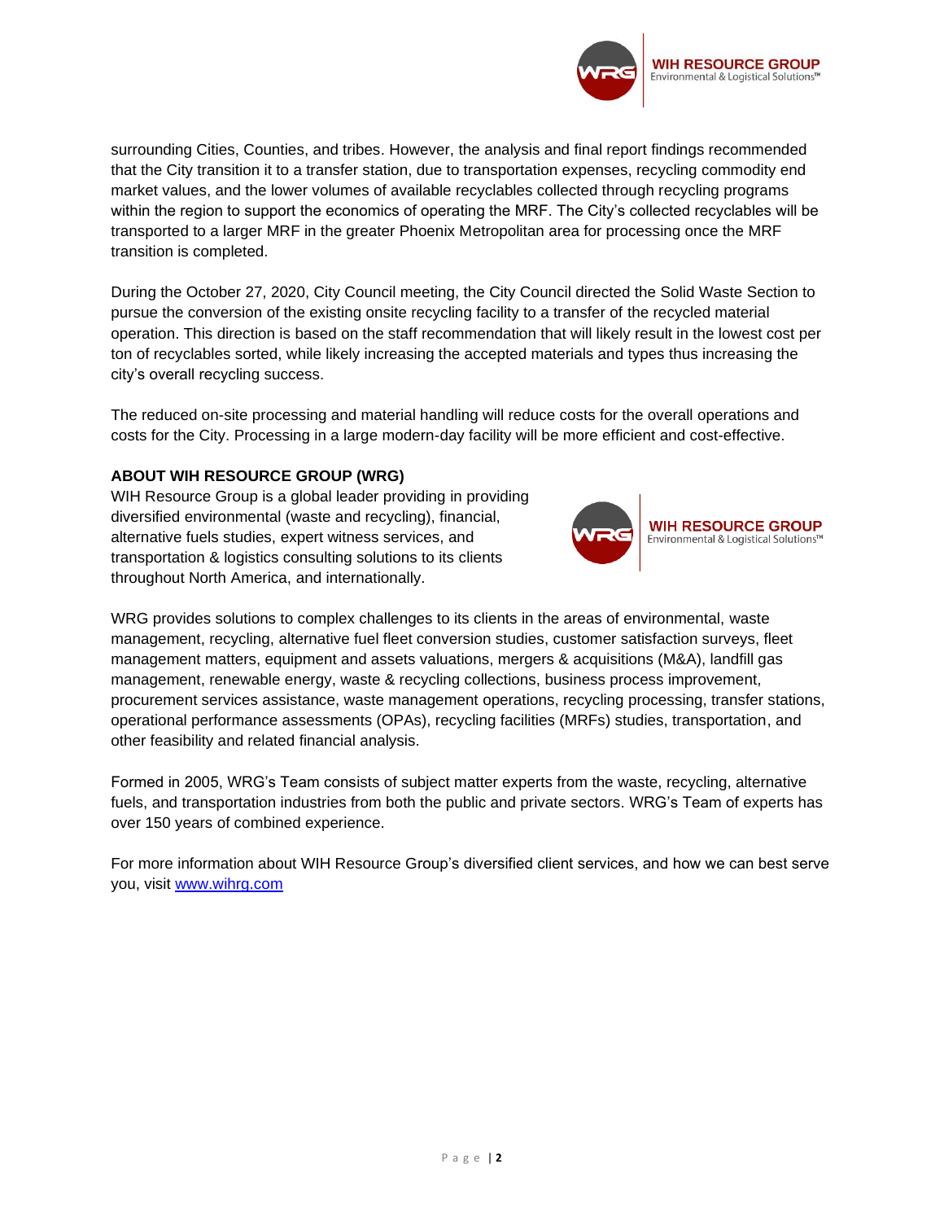surrounding Cities, Counties, and tribes. However, the analysis and final report findings recommended that the City transition it to a transfer station, due to transportation expenses, recycling commodity end market values, and the lower volumes of available recyclables collected through recycling programs within the region to support the economics of operating the MRF. The City's collected recyclables will be transported to a larger MRF in the greater Phoenix Metropolitan area for processing once the MRF transition is completed.

During the October 27, 2020, City Council meeting, the City Council directed the Solid Waste Section to pursue the conversion of the existing onsite recycling facility to a transfer of the recycled material operation. This direction is based on the staff recommendation that will likely result in the lowest cost per ton of recyclables sorted, while likely increasing the accepted materials and types thus increasing the city's overall recycling success.

The reduced on-site processing and material handling will reduce costs for the overall operations and costs for the City. Processing in a large modern-day facility will be more efficient and cost-effective.

**ABOUT WIH RESOURCE GROUP (WRG)**

WIH Resource Group is a global leader providing in providing diversified environmental (waste and recycling), financial, alternative fuels studies, expert witness services, and transportation & logistics consulting solutions to its clients throughout North America, and internationally.

WRG provides solutions to complex challenges to its clients in the areas of environmental, waste management, recycling, alternative fuel fleet conversion studies, customer satisfaction surveys, fleet management matters, equipment and assets valuations, mergers & acquisitions (M&A), landfill gas management, renewable energy, waste & recycling collections, business process improvement, procurement services assistance, waste management operations, recycling processing, transfer stations, operational performance assessments (OPAs), recycling facilities (MRFs) studies, transportation, and other feasibility and related financial analysis.

Formed in 2005, WRG's Team consists of subject matter experts from the waste, recycling, alternative fuels, and transportation industries from both the public and private sectors. WRG's Team of experts has over 150 years of combined experience.

For more information about WIH Resource Group's diversified client services, and how we can best serve you, visit [www.wihrg.com](http://www.wihrg.com)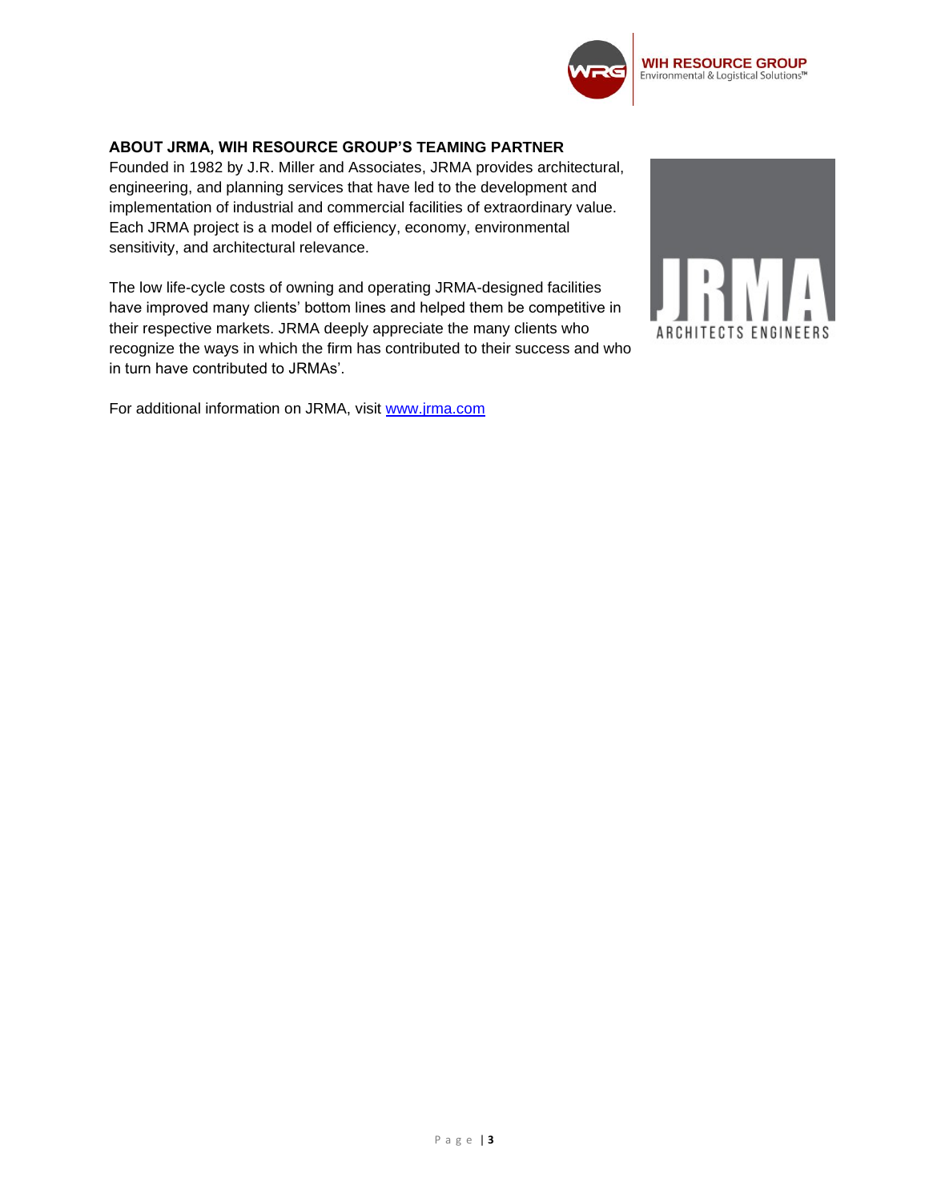## ABOUT JRMA, WIH RESOURCE GROUP'S TEAMING PARTNER

Founded in 1982 by J.R. Miller and Associates, JRMA provides architectural, engineering, and planning services that have led to the development and implementation of industrial and commercial facilities of extraordinary value. Each JRMA project is a model of efficiency, economy, environmental sensitivity, and architectural relevance.

The low life-cycle costs of owning and operating JRMA-designed facilities have improved many clients' bottom lines and helped them be competitive in their respective markets. JRMA deeply appreciate the many clients who recognize the ways in which the firm has contributed to their success and who in turn have contributed to JRMAs'.

For additional information on JRMA, visit [www.jrma.com](http://www.jrma.com)